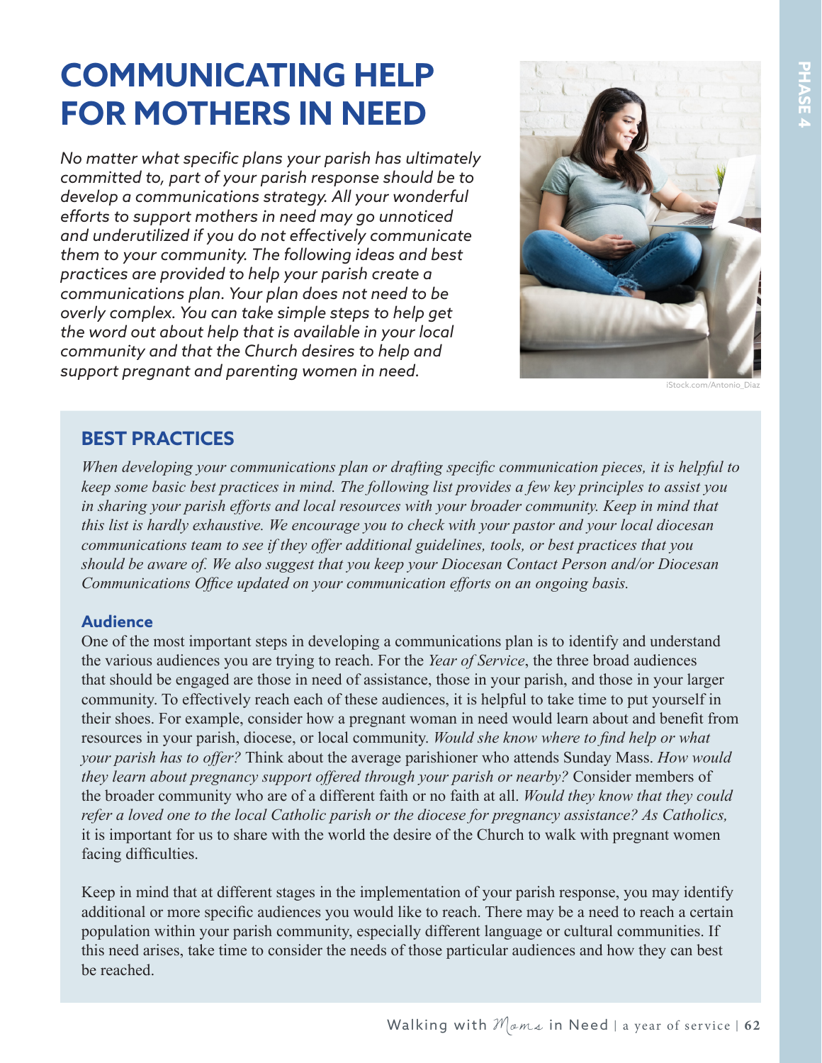# COMMUNICATING HELP FOR MOTHERS IN NEED

*No matter what specific plans your parish has ultimately committed to, part of your parish response should be to develop a communications strategy. All your wonderful efforts to support mothers in need may go unnoticed and underutilized if you do not effectively communicate them to your community. The following ideas and best practices are provided to help your parish create a communications plan. Your plan does not need to be overly complex. You can take simple steps to help get the word out about help that is available in your local community and that the Church desires to help and support pregnant and parenting women in need.*

iStock.com/Antonio_Diaz

## BEST PRACTICES

*When developing your communications plan or drafting specific communication pieces, it is helpful to keep some basic best practices in mind. The following list provides a few key principles to assist you in sharing your parish efforts and local resources with your broader community. Keep in mind that this list is hardly exhaustive. We encourage you to check with your pastor and your local diocesan communications team to see if they offer additional guidelines, tools, or best practices that you should be aware of. We also suggest that you keep your Diocesan Contact Person and/or Diocesan Communications Office updated on your communication efforts on an ongoing basis.*

### Audience

One of the most important steps in developing a communications plan is to identify and understand the various audiences you are trying to reach. For the *Year of Service*, the three broad audiences that should be engaged are those in need of assistance, those in your parish, and those in your larger community. To effectively reach each of these audiences, it is helpful to take time to put yourself in their shoes. For example, consider how a pregnant woman in need would learn about and benefit from resources in your parish, diocese, or local community. *Would she know where to find help or what your parish has to offer?* Think about the average parishioner who attends Sunday Mass. *How would they learn about pregnancy support offered through your parish or nearby?* Consider members of the broader community who are of a different faith or no faith at all. *Would they know that they could refer a loved one to the local Catholic parish or the diocese for pregnancy assistance? As Catholics,* it is important for us to share with the world the desire of the Church to walk with pregnant women facing difficulties.

Keep in mind that at different stages in the implementation of your parish response, you may identify additional or more specific audiences you would like to reach. There may be a need to reach a certain population within your parish community, especially different language or cultural communities. If this need arises, take time to consider the needs of those particular audiences and how they can best be reached.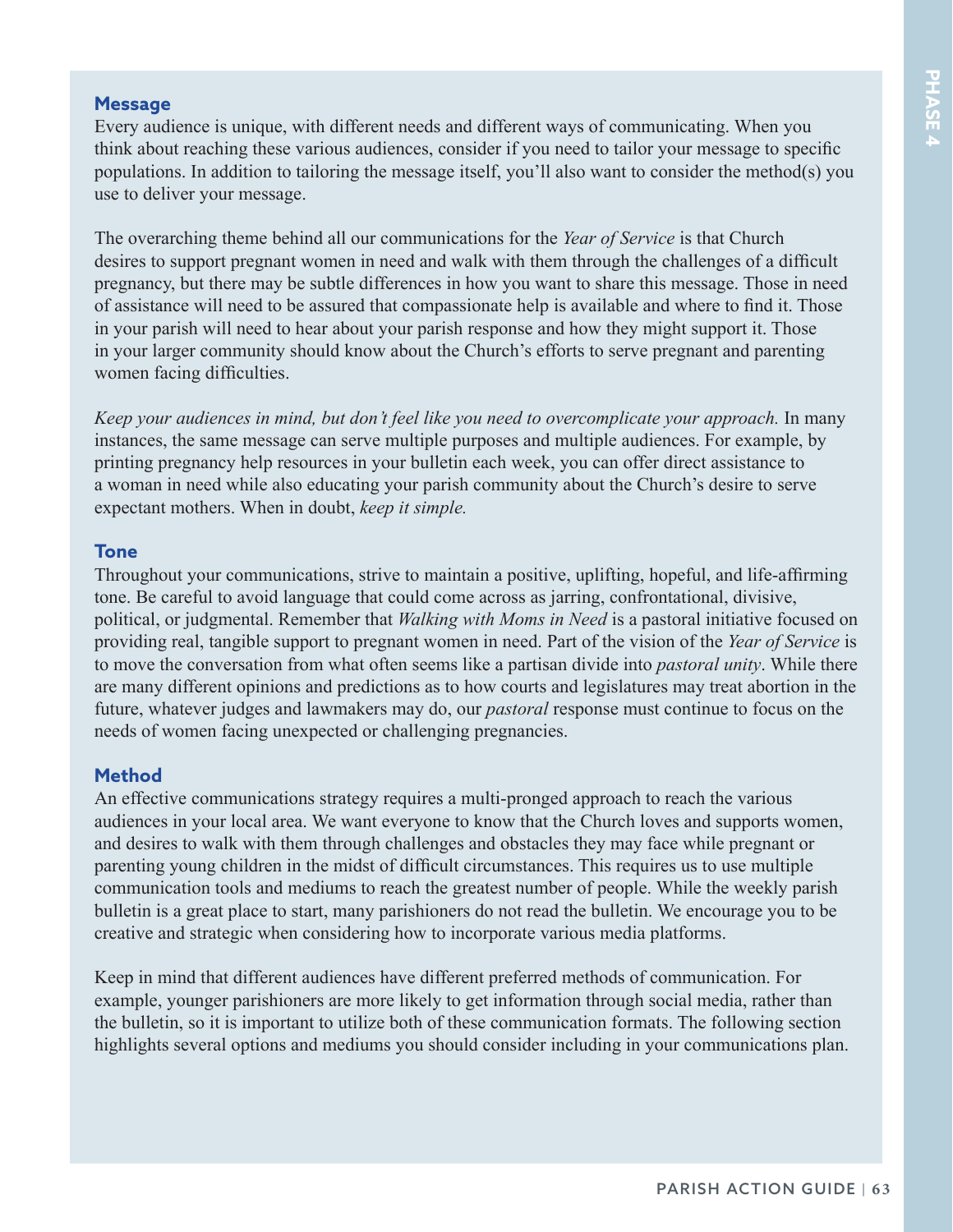### Message

Every audience is unique, with different needs and different ways of communicating. When you think about reaching these various audiences, consider if you need to tailor your message to specific populations. In addition to tailoring the message itself, you'll also want to consider the method(s) you use to deliver your message.

The overarching theme behind all our communications for the *Year of Service* is that Church desires to support pregnant women in need and walk with them through the challenges of a difficult pregnancy, but there may be subtle differences in how you want to share this message. Those in need of assistance will need to be assured that compassionate help is available and where to find it. Those in your parish will need to hear about your parish response and how they might support it. Those in your larger community should know about the Church's efforts to serve pregnant and parenting women facing difficulties.

*Keep your audiences in mind, but don't feel like you need to overcomplicate your approach.* In many instances, the same message can serve multiple purposes and multiple audiences. For example, by printing pregnancy help resources in your bulletin each week, you can offer direct assistance to a woman in need while also educating your parish community about the Church's desire to serve expectant mothers. When in doubt, *keep it simple.*

### Tone

Throughout your communications, strive to maintain a positive, uplifting, hopeful, and life-affirming tone. Be careful to avoid language that could come across as jarring, confrontational, divisive, political, or judgmental. Remember that *Walking with Moms in Need* is a pastoral initiative focused on providing real, tangible support to pregnant women in need. Part of the vision of the *Year of Service* is to move the conversation from what often seems like a partisan divide into *pastoral unity*. While there are many different opinions and predictions as to how courts and legislatures may treat abortion in the future, whatever judges and lawmakers may do, our *pastoral* response must continue to focus on the needs of women facing unexpected or challenging pregnancies.

### Method

An effective communications strategy requires a multi-pronged approach to reach the various audiences in your local area. We want everyone to know that the Church loves and supports women, and desires to walk with them through challenges and obstacles they may face while pregnant or parenting young children in the midst of difficult circumstances. This requires us to use multiple communication tools and mediums to reach the greatest number of people. While the weekly parish bulletin is a great place to start, many parishioners do not read the bulletin. We encourage you to be creative and strategic when considering how to incorporate various media platforms.

Keep in mind that different audiences have different preferred methods of communication. For example, younger parishioners are more likely to get information through social media, rather than the bulletin, so it is important to utilize both of these communication formats. The following section highlights several options and mediums you should consider including in your communications plan.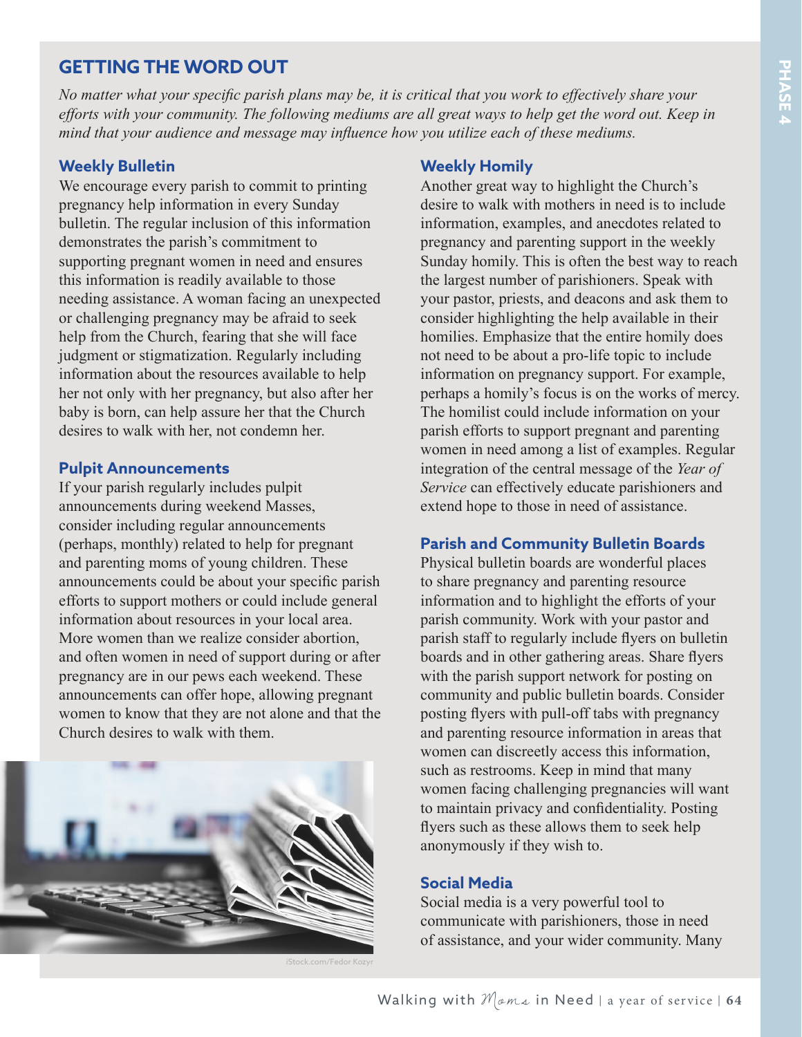## GETTING THE WORD OUT

*No matter what your specific parish plans may be, it is critical that you work to effectively share your efforts with your community. The following mediums are all great ways to help get the word out. Keep in mind that your audience and message may influence how you utilize each of these mediums.*

### Weekly Bulletin

We encourage every parish to commit to printing pregnancy help information in every Sunday bulletin. The regular inclusion of this information demonstrates the parish's commitment to supporting pregnant women in need and ensures this information is readily available to those needing assistance. A woman facing an unexpected or challenging pregnancy may be afraid to seek help from the Church, fearing that she will face judgment or stigmatization. Regularly including information about the resources available to help her not only with her pregnancy, but also after her baby is born, can help assure her that the Church desires to walk with her, not condemn her.

### Pulpit Announcements

If your parish regularly includes pulpit announcements during weekend Masses, consider including regular announcements (perhaps, monthly) related to help for pregnant and parenting moms of young children. These announcements could be about your specific parish efforts to support mothers or could include general information about resources in your local area. More women than we realize consider abortion, and often women in need of support during or after pregnancy are in our pews each weekend. These announcements can offer hope, allowing pregnant women to know that they are not alone and that the Church desires to walk with them.

iStock.com/Fedor Kozyr

### Weekly Homily

Another great way to highlight the Church's desire to walk with mothers in need is to include information, examples, and anecdotes related to pregnancy and parenting support in the weekly Sunday homily. This is often the best way to reach the largest number of parishioners. Speak with your pastor, priests, and deacons and ask them to consider highlighting the help available in their homilies. Emphasize that the entire homily does not need to be about a pro-life topic to include information on pregnancy support. For example, perhaps a homily's focus is on the works of mercy. The homilist could include information on your parish efforts to support pregnant and parenting women in need among a list of examples. Regular integration of the central message of the *Year of Service* can effectively educate parishioners and extend hope to those in need of assistance.

### Parish and Community Bulletin Boards

Physical bulletin boards are wonderful places to share pregnancy and parenting resource information and to highlight the efforts of your parish community. Work with your pastor and parish staff to regularly include flyers on bulletin boards and in other gathering areas. Share flyers with the parish support network for posting on community and public bulletin boards. Consider posting flyers with pull-off tabs with pregnancy and parenting resource information in areas that women can discreetly access this information, such as restrooms. Keep in mind that many women facing challenging pregnancies will want to maintain privacy and confidentiality. Posting flyers such as these allows them to seek help anonymously if they wish to.

### Social Media

Social media is a very powerful tool to communicate with parishioners, those in need of assistance, and your wider community. Many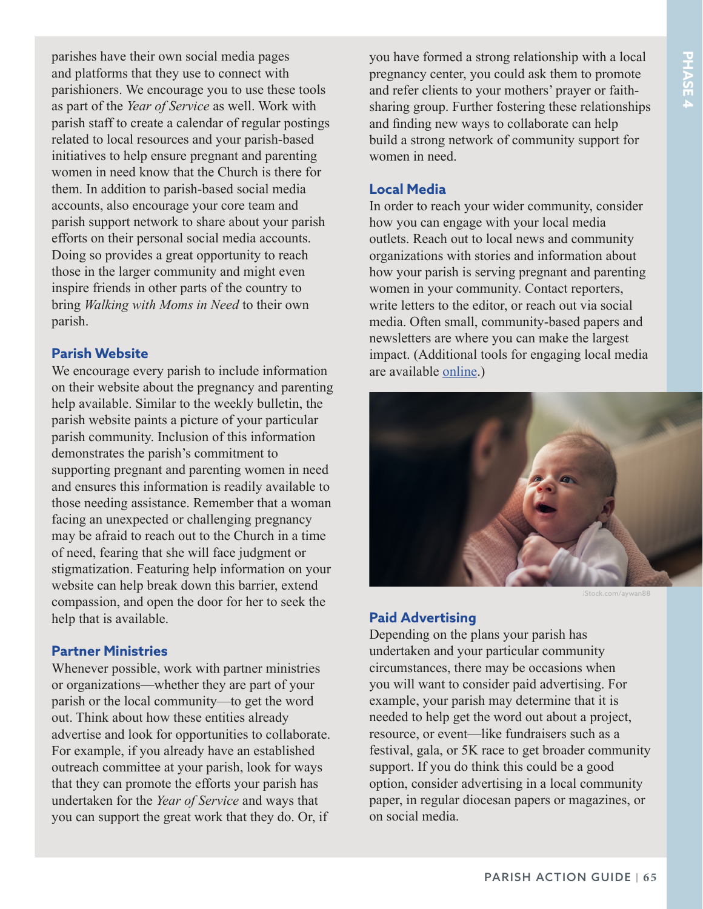parishes have their own social media pages and platforms that they use to connect with parishioners. We encourage you to use these tools as part of the *Year of Service* as well. Work with parish staff to create a calendar of regular postings related to local resources and your parish-based initiatives to help ensure pregnant and parenting women in need know that the Church is there for them. In addition to parish-based social media accounts, also encourage your core team and parish support network to share about your parish efforts on their personal social media accounts. Doing so provides a great opportunity to reach those in the larger community and might even inspire friends in other parts of the country to bring *Walking with Moms in Need* to their own parish.

### Parish Website

We encourage every parish to include information on their website about the pregnancy and parenting help available. Similar to the weekly bulletin, the parish website paints a picture of your particular parish community. Inclusion of this information demonstrates the parish's commitment to supporting pregnant and parenting women in need and ensures this information is readily available to those needing assistance. Remember that a woman facing an unexpected or challenging pregnancy may be afraid to reach out to the Church in a time of need, fearing that she will face judgment or stigmatization. Featuring help information on your website can help break down this barrier, extend compassion, and open the door for her to seek the help that is available.

### Partner Ministries

Whenever possible, work with partner ministries or organizations—whether they are part of your parish or the local community—to get the word out. Think about how these entities already advertise and look for opportunities to collaborate. For example, if you already have an established outreach committee at your parish, look for ways that they can promote the efforts your parish has undertaken for the *Year of Service* and ways that you can support the great work that they do. Or, if you have formed a strong relationship with a local pregnancy center, you could ask them to promote and refer clients to your mothers' prayer or faith-sharing group. Further fostering these relationships and finding new ways to collaborate can help build a strong network of community support for women in need.

### Local Media

In order to reach your wider community, consider how you can engage with your local media outlets. Reach out to local news and community organizations with stories and information about how your parish is serving pregnant and parenting women in your community. Contact reporters, write letters to the editor, or reach out via social media. Often small, community-based papers and newsletters are where you can make the largest impact. (Additional tools for engaging local media are available online.)

iStock.com/aywan88

### Paid Advertising

Depending on the plans your parish has undertaken and your particular community circumstances, there may be occasions when you will want to consider paid advertising. For example, your parish may determine that it is needed to help get the word out about a project, resource, or event—like fundraisers such as a festival, gala, or 5K race to get broader community support. If you do think this could be a good option, consider advertising in a local community paper, in regular diocesan papers or magazines, or on social media.